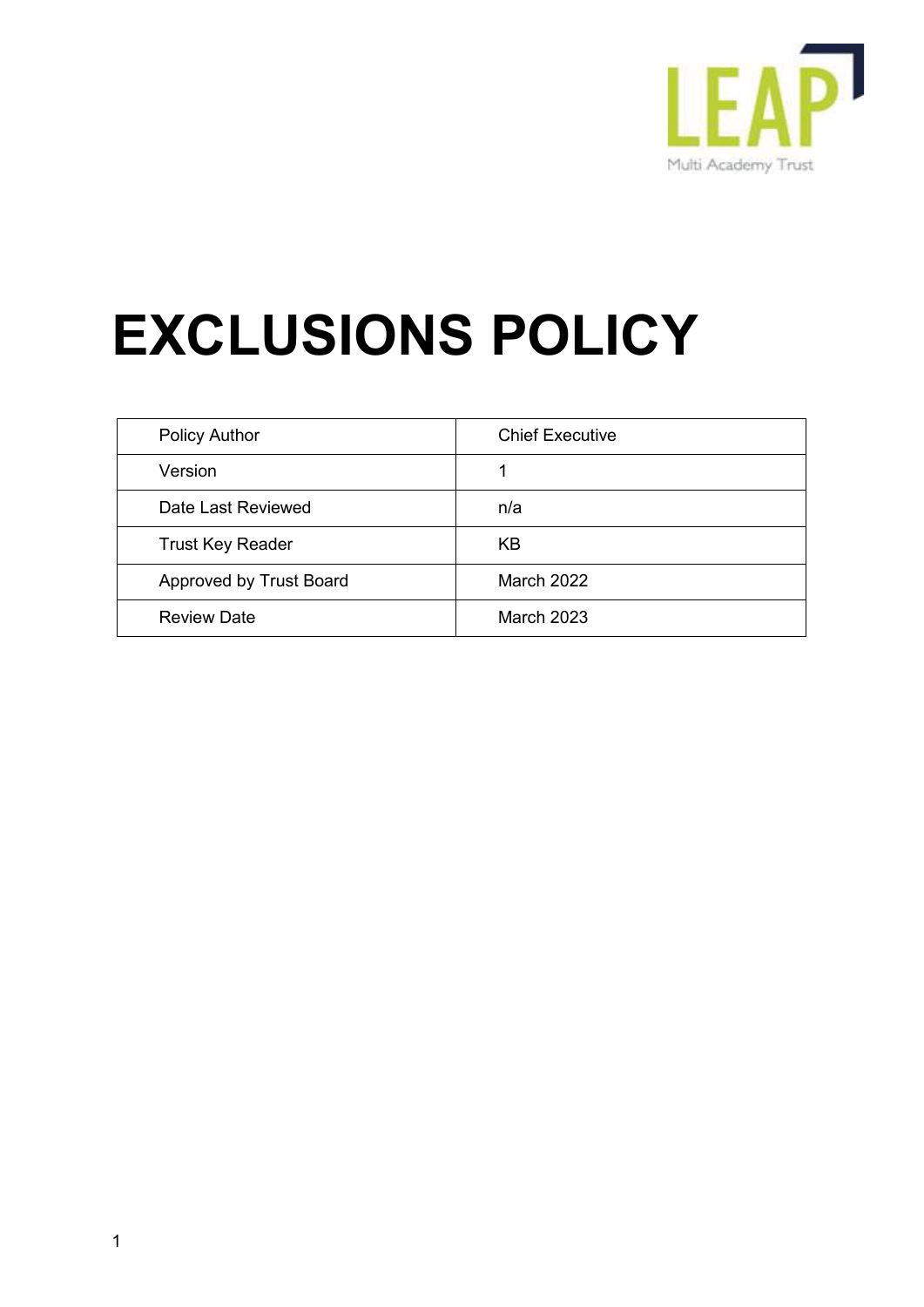# EXCLUSIONS POLICY

| Policy Author | Chief Executive |
| --- | --- |
| Version | 1 |
| Date Last Reviewed | n/a |
| Trust Key Reader | KB |
| Approved by Trust Board | March 2022 |
| Review Date | March 2023 |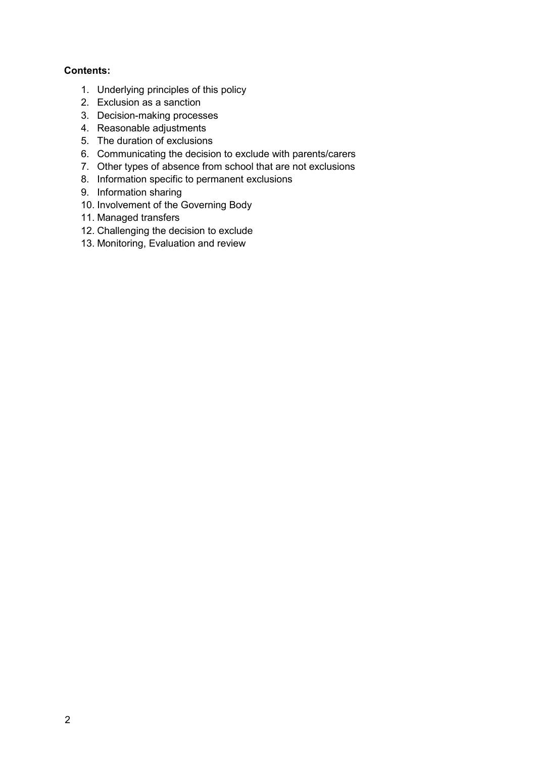**Contents:**

1. Underlying principles of this policy
2. Exclusion as a sanction
3. Decision-making processes
4. Reasonable adjustments
5. The duration of exclusions
6. Communicating the decision to exclude with parents/carers
7. Other types of absence from school that are not exclusions
8. Information specific to permanent exclusions
9. Information sharing
10. Involvement of the Governing Body
11. Managed transfers
12. Challenging the decision to exclude
13. Monitoring, Evaluation and review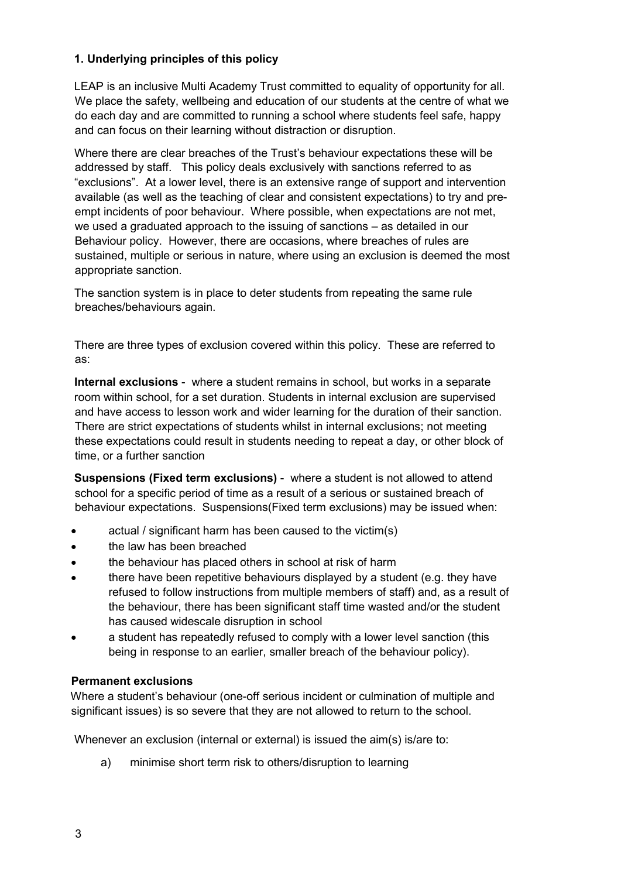### 1. Underlying principles of this policy

LEAP is an inclusive Multi Academy Trust committed to equality of opportunity for all. We place the safety, wellbeing and education of our students at the centre of what we do each day and are committed to running a school where students feel safe, happy and can focus on their learning without distraction or disruption.

Where there are clear breaches of the Trust's behaviour expectations these will be addressed by staff. This policy deals exclusively with sanctions referred to as "exclusions". At a lower level, there is an extensive range of support and intervention available (as well as the teaching of clear and consistent expectations) to try and pre-empt incidents of poor behaviour. Where possible, when expectations are not met, we used a graduated approach to the issuing of sanctions – as detailed in our Behaviour policy. However, there are occasions, where breaches of rules are sustained, multiple or serious in nature, where using an exclusion is deemed the most appropriate sanction.

The sanction system is in place to deter students from repeating the same rule breaches/behaviours again.

There are three types of exclusion covered within this policy. These are referred to as:

**Internal exclusions** - where a student remains in school, but works in a separate room within school, for a set duration. Students in internal exclusion are supervised and have access to lesson work and wider learning for the duration of their sanction. There are strict expectations of students whilst in internal exclusions; not meeting these expectations could result in students needing to repeat a day, or other block of time, or a further sanction

**Suspensions (Fixed term exclusions)** - where a student is not allowed to attend school for a specific period of time as a result of a serious or sustained breach of behaviour expectations. Suspensions(Fixed term exclusions) may be issued when:

- actual / significant harm has been caused to the victim(s)
- the law has been breached
- the behaviour has placed others in school at risk of harm
- there have been repetitive behaviours displayed by a student (e.g. they have refused to follow instructions from multiple members of staff) and, as a result of the behaviour, there has been significant staff time wasted and/or the student has caused widescale disruption in school
- a student has repeatedly refused to comply with a lower level sanction (this being in response to an earlier, smaller breach of the behaviour policy).

**Permanent exclusions**

Where a student's behaviour (one-off serious incident or culmination of multiple and significant issues) is so severe that they are not allowed to return to the school.

Whenever an exclusion (internal or external) is issued the aim(s) is/are to:

a) minimise short term risk to others/disruption to learning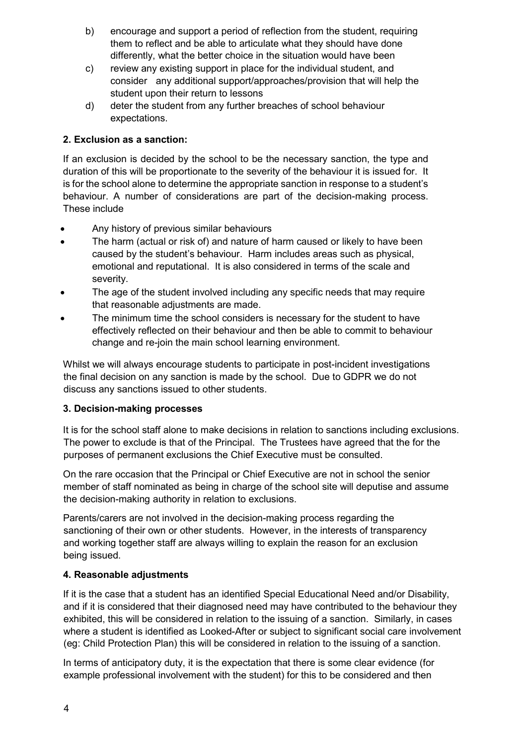b) encourage and support a period of reflection from the student, requiring them to reflect and be able to articulate what they should have done differently, what the better choice in the situation would have been

c) review any existing support in place for the individual student, and consider any additional support/approaches/provision that will help the student upon their return to lessons

d) deter the student from any further breaches of school behaviour expectations.

**2. Exclusion as a sanction:**

If an exclusion is decided by the school to be the necessary sanction, the type and duration of this will be proportionate to the severity of the behaviour it is issued for. It is for the school alone to determine the appropriate sanction in response to a student's behaviour. A number of considerations are part of the decision-making process. These include

- Any history of previous similar behaviours
- The harm (actual or risk of) and nature of harm caused or likely to have been caused by the student's behaviour. Harm includes areas such as physical, emotional and reputational. It is also considered in terms of the scale and severity.
- The age of the student involved including any specific needs that may require that reasonable adjustments are made.
- The minimum time the school considers is necessary for the student to have effectively reflected on their behaviour and then be able to commit to behaviour change and re-join the main school learning environment.

Whilst we will always encourage students to participate in post-incident investigations the final decision on any sanction is made by the school. Due to GDPR we do not discuss any sanctions issued to other students.

**3. Decision-making processes**

It is for the school staff alone to make decisions in relation to sanctions including exclusions. The power to exclude is that of the Principal. The Trustees have agreed that the for the purposes of permanent exclusions the Chief Executive must be consulted.

On the rare occasion that the Principal or Chief Executive are not in school the senior member of staff nominated as being in charge of the school site will deputise and assume the decision-making authority in relation to exclusions.

Parents/carers are not involved in the decision-making process regarding the sanctioning of their own or other students. However, in the interests of transparency and working together staff are always willing to explain the reason for an exclusion being issued.

**4. Reasonable adjustments**

If it is the case that a student has an identified Special Educational Need and/or Disability, and if it is considered that their diagnosed need may have contributed to the behaviour they exhibited, this will be considered in relation to the issuing of a sanction. Similarly, in cases where a student is identified as Looked-After or subject to significant social care involvement (eg: Child Protection Plan) this will be considered in relation to the issuing of a sanction.

In terms of anticipatory duty, it is the expectation that there is some clear evidence (for example professional involvement with the student) for this to be considered and then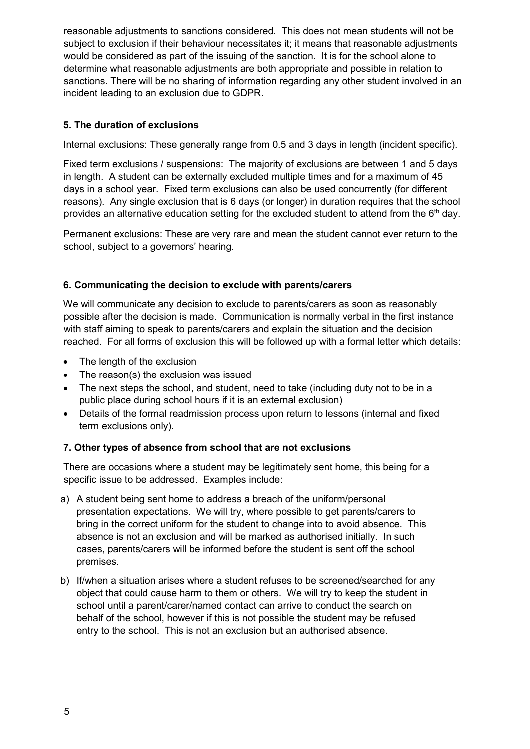reasonable adjustments to sanctions considered. This does not mean students will not be subject to exclusion if their behaviour necessitates it; it means that reasonable adjustments would be considered as part of the issuing of the sanction. It is for the school alone to determine what reasonable adjustments are both appropriate and possible in relation to sanctions. There will be no sharing of information regarding any other student involved in an incident leading to an exclusion due to GDPR.

### 5. The duration of exclusions

Internal exclusions: These generally range from 0.5 and 3 days in length (incident specific).

Fixed term exclusions / suspensions: The majority of exclusions are between 1 and 5 days in length. A student can be externally excluded multiple times and for a maximum of 45 days in a school year. Fixed term exclusions can also be used concurrently (for different reasons). Any single exclusion that is 6 days (or longer) in duration requires that the school provides an alternative education setting for the excluded student to attend from the 6th day.

Permanent exclusions: These are very rare and mean the student cannot ever return to the school, subject to a governors' hearing.

### 6. Communicating the decision to exclude with parents/carers

We will communicate any decision to exclude to parents/carers as soon as reasonably possible after the decision is made. Communication is normally verbal in the first instance with staff aiming to speak to parents/carers and explain the situation and the decision reached. For all forms of exclusion this will be followed up with a formal letter which details:

- The length of the exclusion
- The reason(s) the exclusion was issued
- The next steps the school, and student, need to take (including duty not to be in a public place during school hours if it is an external exclusion)
- Details of the formal readmission process upon return to lessons (internal and fixed term exclusions only).

### 7. Other types of absence from school that are not exclusions

There are occasions where a student may be legitimately sent home, this being for a specific issue to be addressed. Examples include:

a) A student being sent home to address a breach of the uniform/personal presentation expectations. We will try, where possible to get parents/carers to bring in the correct uniform for the student to change into to avoid absence. This absence is not an exclusion and will be marked as authorised initially. In such cases, parents/carers will be informed before the student is sent off the school premises.

b) If/when a situation arises where a student refuses to be screened/searched for any object that could cause harm to them or others. We will try to keep the student in school until a parent/carer/named contact can arrive to conduct the search on behalf of the school, however if this is not possible the student may be refused entry to the school. This is not an exclusion but an authorised absence.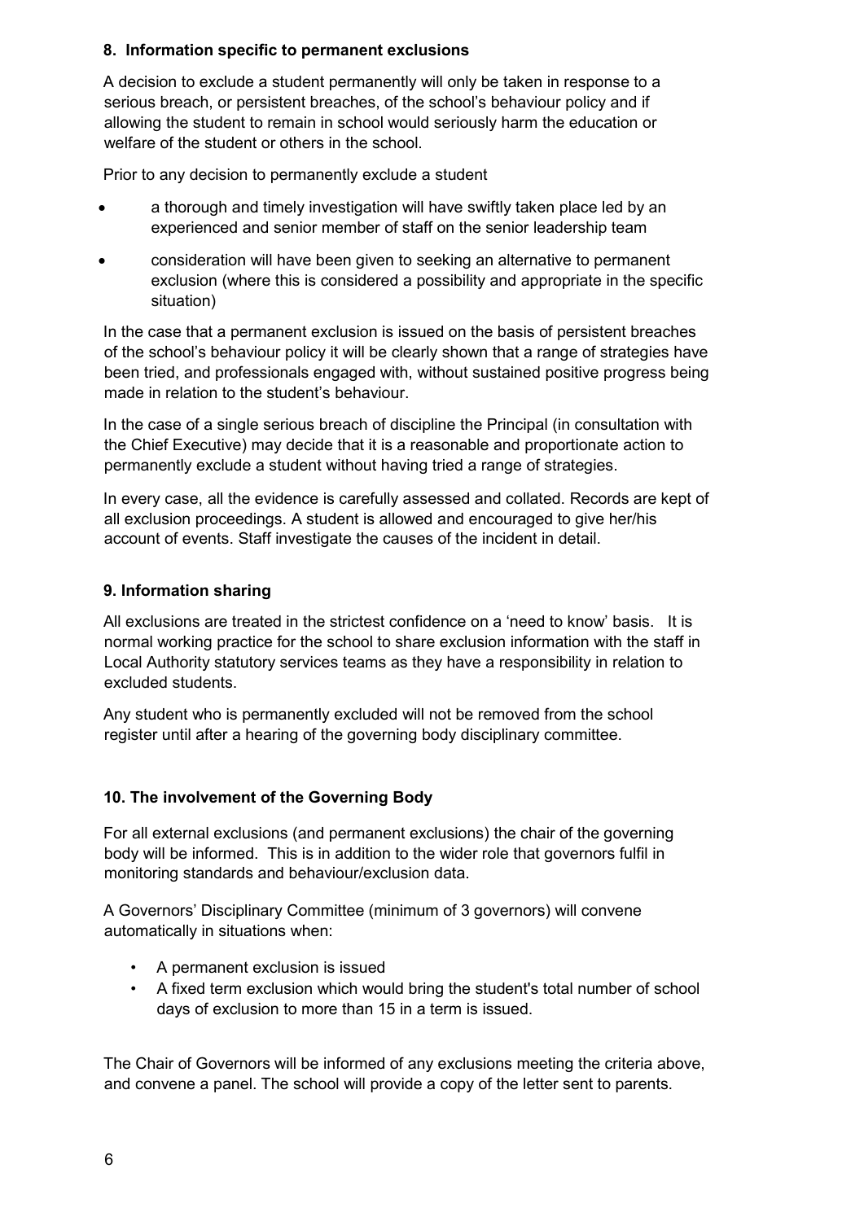### 8. Information specific to permanent exclusions

A decision to exclude a student permanently will only be taken in response to a serious breach, or persistent breaches, of the school's behaviour policy and if allowing the student to remain in school would seriously harm the education or welfare of the student or others in the school.

Prior to any decision to permanently exclude a student

- a thorough and timely investigation will have swiftly taken place led by an experienced and senior member of staff on the senior leadership team
- consideration will have been given to seeking an alternative to permanent exclusion (where this is considered a possibility and appropriate in the specific situation)

In the case that a permanent exclusion is issued on the basis of persistent breaches of the school's behaviour policy it will be clearly shown that a range of strategies have been tried, and professionals engaged with, without sustained positive progress being made in relation to the student's behaviour.

In the case of a single serious breach of discipline the Principal (in consultation with the Chief Executive) may decide that it is a reasonable and proportionate action to permanently exclude a student without having tried a range of strategies.

In every case, all the evidence is carefully assessed and collated. Records are kept of all exclusion proceedings. A student is allowed and encouraged to give her/his account of events. Staff investigate the causes of the incident in detail.

### 9. Information sharing

All exclusions are treated in the strictest confidence on a 'need to know' basis. It is normal working practice for the school to share exclusion information with the staff in Local Authority statutory services teams as they have a responsibility in relation to excluded students.

Any student who is permanently excluded will not be removed from the school register until after a hearing of the governing body disciplinary committee.

### 10. The involvement of the Governing Body

For all external exclusions (and permanent exclusions) the chair of the governing body will be informed. This is in addition to the wider role that governors fulfil in monitoring standards and behaviour/exclusion data.

A Governors' Disciplinary Committee (minimum of 3 governors) will convene automatically in situations when:

- A permanent exclusion is issued
- A fixed term exclusion which would bring the student's total number of school days of exclusion to more than 15 in a term is issued.

The Chair of Governors will be informed of any exclusions meeting the criteria above, and convene a panel. The school will provide a copy of the letter sent to parents.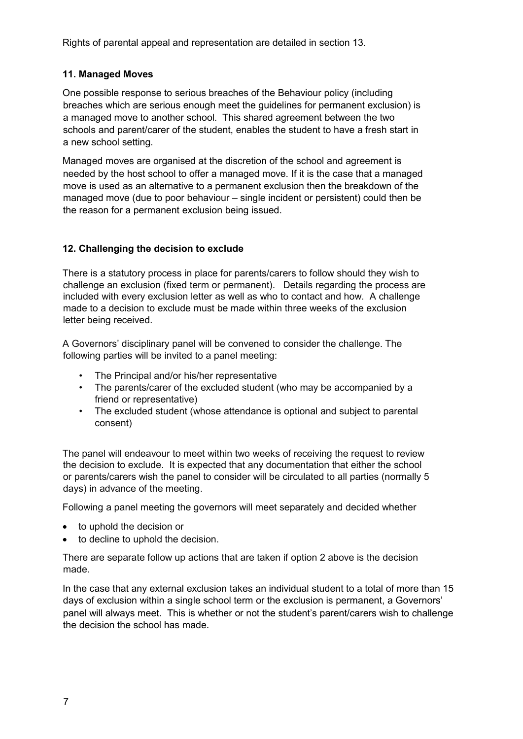Rights of parental appeal and representation are detailed in section 13.

### 11. Managed Moves

One possible response to serious breaches of the Behaviour policy (including breaches which are serious enough meet the guidelines for permanent exclusion) is a managed move to another school. This shared agreement between the two schools and parent/carer of the student, enables the student to have a fresh start in a new school setting.

Managed moves are organised at the discretion of the school and agreement is needed by the host school to offer a managed move. If it is the case that a managed move is used as an alternative to a permanent exclusion then the breakdown of the managed move (due to poor behaviour – single incident or persistent) could then be the reason for a permanent exclusion being issued.

### 12. Challenging the decision to exclude

There is a statutory process in place for parents/carers to follow should they wish to challenge an exclusion (fixed term or permanent). Details regarding the process are included with every exclusion letter as well as who to contact and how. A challenge made to a decision to exclude must be made within three weeks of the exclusion letter being received.

A Governors' disciplinary panel will be convened to consider the challenge. The following parties will be invited to a panel meeting:

- The Principal and/or his/her representative
- The parents/carer of the excluded student (who may be accompanied by a friend or representative)
- The excluded student (whose attendance is optional and subject to parental consent)

The panel will endeavour to meet within two weeks of receiving the request to review the decision to exclude. It is expected that any documentation that either the school or parents/carers wish the panel to consider will be circulated to all parties (normally 5 days) in advance of the meeting.

Following a panel meeting the governors will meet separately and decided whether

- to uphold the decision or
- to decline to uphold the decision.

There are separate follow up actions that are taken if option 2 above is the decision made.

In the case that any external exclusion takes an individual student to a total of more than 15 days of exclusion within a single school term or the exclusion is permanent, a Governors' panel will always meet. This is whether or not the student's parent/carers wish to challenge the decision the school has made.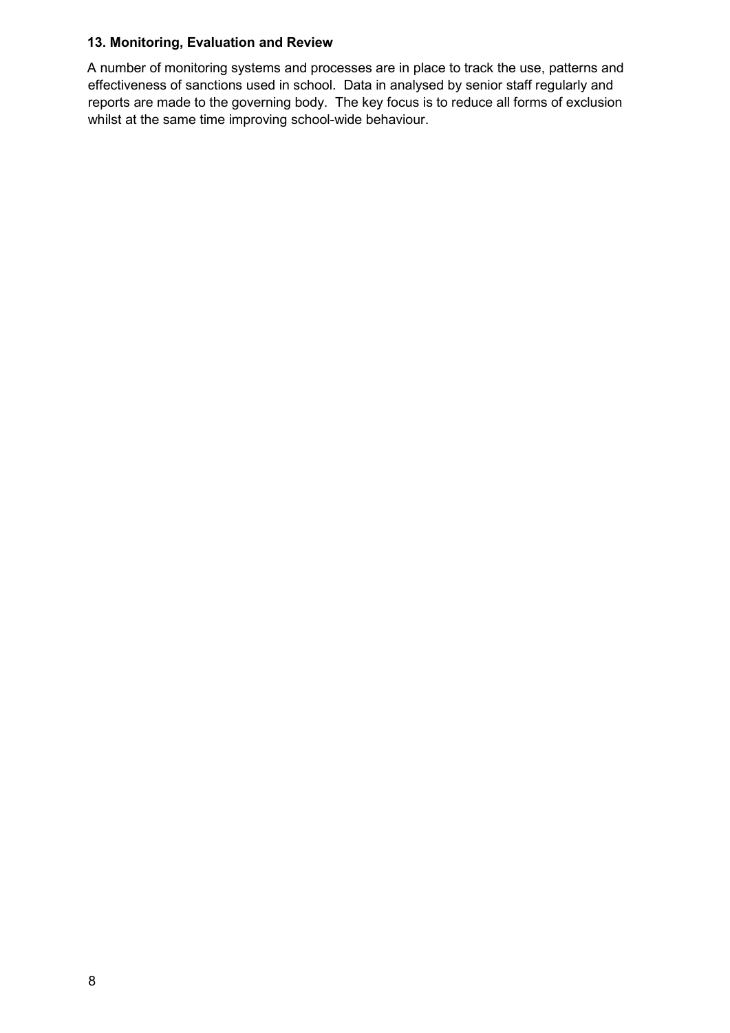### 13. Monitoring, Evaluation and Review

A number of monitoring systems and processes are in place to track the use, patterns and effectiveness of sanctions used in school. Data in analysed by senior staff regularly and reports are made to the governing body. The key focus is to reduce all forms of exclusion whilst at the same time improving school-wide behaviour.